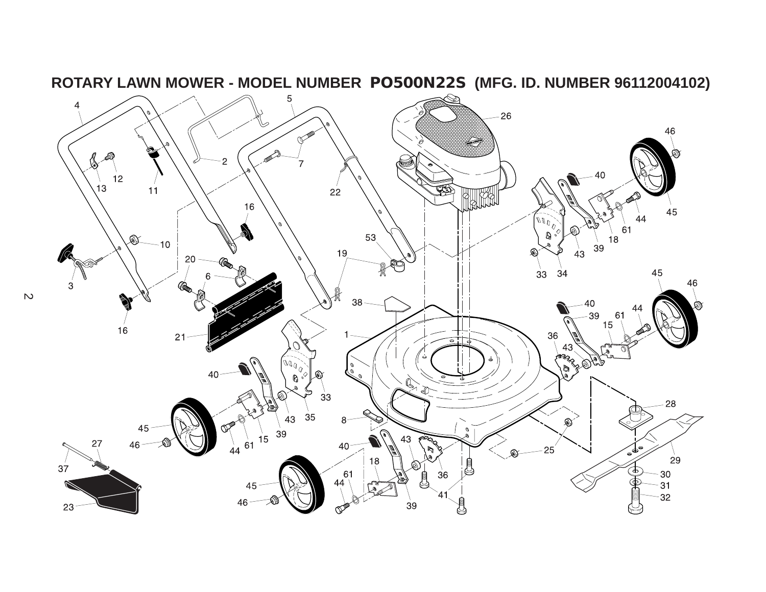# ROTARY LAWN MOWER - MODEL NUMBER PO500N22S (MFG. ID. NUMBER 96112004102)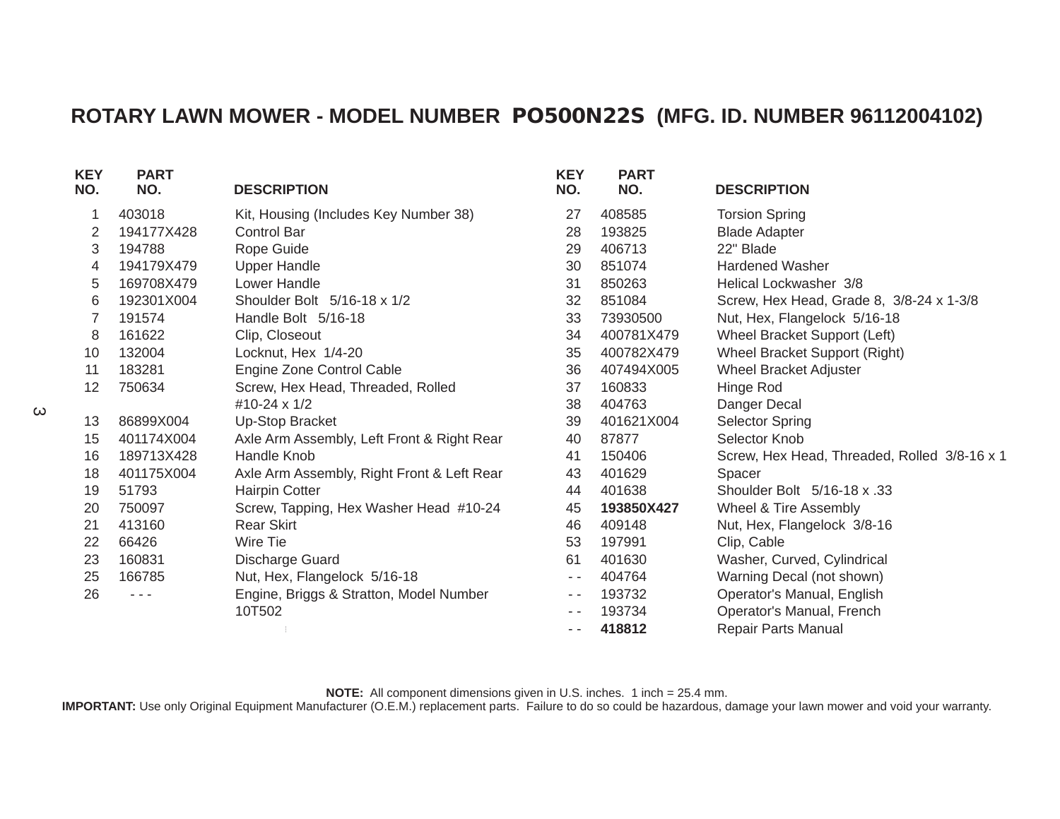## ROTARY LAWN MOWER - MODEL NUMBER PO500N22S (MFG. ID. NUMBER 96112004102)

| KEY NO. | PART NO. | DESCRIPTION |
|---|---|---|
| 1 | 403018 | Kit, Housing (Includes Key Number 38) |
| 2 | 194177X428 | Control Bar |
| 3 | 194788 | Rope Guide |
| 4 | 194179X479 | Upper Handle |
| 5 | 169708X479 | Lower Handle |
| 6 | 192301X004 | Shoulder Bolt 5/16-18 x 1/2 |
| 7 | 191574 | Handle Bolt 5/16-18 |
| 8 | 161622 | Clip, Closeout |
| 10 | 132004 | Locknut, Hex 1/4-20 |
| 11 | 183281 | Engine Zone Control Cable |
| 12 | 750634 | Screw, Hex Head, Threaded, Rolled #10-24 x 1/2 |
| 13 | 86899X004 | Up-Stop Bracket |
| 15 | 401174X004 | Axle Arm Assembly, Left Front & Right Rear |
| 16 | 189713X428 | Handle Knob |
| 18 | 401175X004 | Axle Arm Assembly, Right Front & Left Rear |
| 19 | 51793 | Hairpin Cotter |
| 20 | 750097 | Screw, Tapping, Hex Washer Head #10-24 |
| 21 | 413160 | Rear Skirt |
| 22 | 66426 | Wire Tie |
| 23 | 160831 | Discharge Guard |
| 25 | 166785 | Nut, Hex, Flangelock 5/16-18 |
| 26 | - - - | Engine, Briggs & Stratton, Model Number 10T502 |
| 27 | 408585 | Torsion Spring |
| 28 | 193825 | Blade Adapter |
| 29 | 406713 | 22" Blade |
| 30 | 851074 | Hardened Washer |
| 31 | 850263 | Helical Lockwasher 3/8 |
| 32 | 851084 | Screw, Hex Head, Grade 8, 3/8-24 x 1-3/8 |
| 33 | 73930500 | Nut, Hex, Flangelock 5/16-18 |
| 34 | 400781X479 | Wheel Bracket Support (Left) |
| 35 | 400782X479 | Wheel Bracket Support (Right) |
| 36 | 407494X005 | Wheel Bracket Adjuster |
| 37 | 160833 | Hinge Rod |
| 38 | 404763 | Danger Decal |
| 39 | 401621X004 | Selector Spring |
| 40 | 87877 | Selector Knob |
| 41 | 150406 | Screw, Hex Head, Threaded, Rolled 3/8-16 x 1 |
| 43 | 401629 | Spacer |
| 44 | 401638 | Shoulder Bolt 5/16-18 x .33 |
| 45 | **193850X427** | Wheel & Tire Assembly |
| 46 | 409148 | Nut, Hex, Flangelock 3/8-16 |
| 53 | 197991 | Clip, Cable |
| 61 | 401630 | Washer, Curved, Cylindrical |
| - - | 404764 | Warning Decal (not shown) |
| - - | 193732 | Operator's Manual, English |
| - - | 193734 | Operator's Manual, French |
| - - | **418812** | Repair Parts Manual |

**NOTE:** All component dimensions given in U.S. inches. 1 inch = 25.4 mm.

**IMPORTANT:** Use only Original Equipment Manufacturer (O.E.M.) replacement parts. Failure to do so could be hazardous, damage your lawn mower and void your warranty.